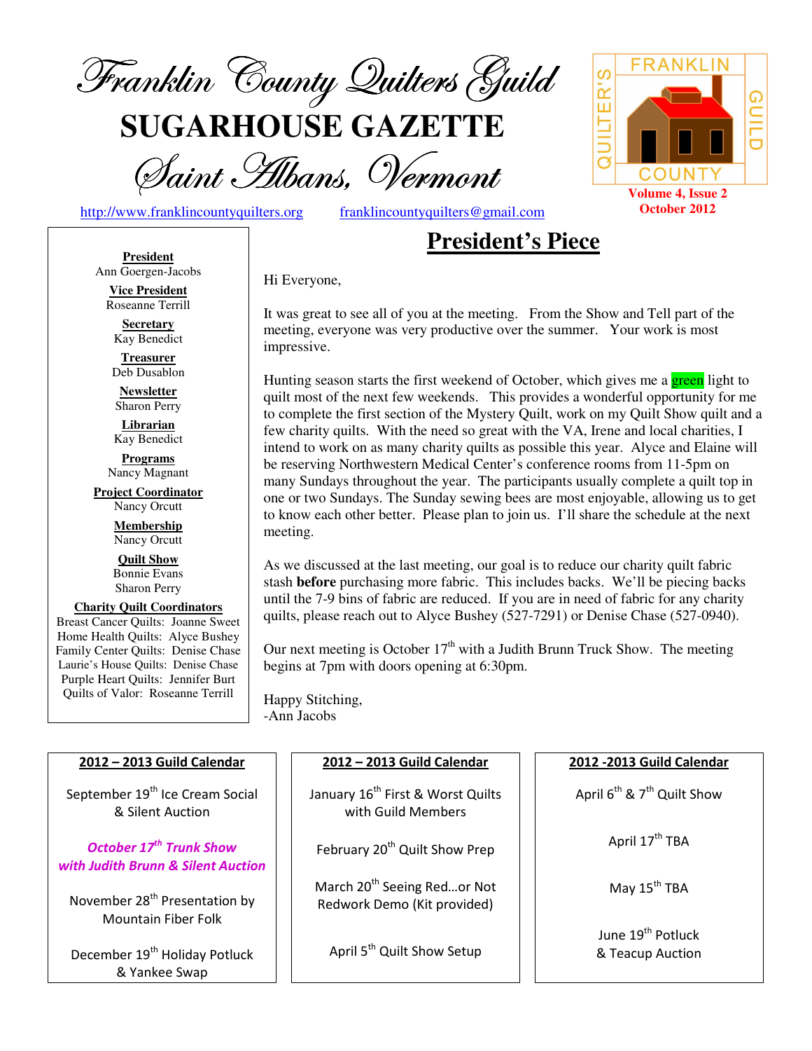# Franklin County Quilters Guild

## SUGARHOUSE GAZETTE

### Saint Albans, Vermont

http://www.franklincountyquilters.org franklincountyquilters@gmail.com

FRANKLIN COUNTY QUILTER'S GUILD

**Volume 4, Issue 2**
**October 2012**

**President**
Ann Goergen-Jacobs

**Vice President**
Roseanne Terrill

**Secretary**
Kay Benedict

**Treasurer**
Deb Dusablon

**Newsletter**
Sharon Perry

**Librarian**
Kay Benedict

**Programs**
Nancy Magnant

**Project Coordinator**
Nancy Orcutt

**Membership**
Nancy Orcutt

**Quilt Show**
Bonnie Evans
Sharon Perry

**Charity Quilt Coordinators**
Breast Cancer Quilts: Joanne Sweet
Home Health Quilts: Alyce Bushey
Family Center Quilts: Denise Chase
Laurie's House Quilts: Denise Chase
Purple Heart Quilts: Jennifer Burt
Quilts of Valor: Roseanne Terrill

## President's Piece

Hi Everyone,

It was great to see all of you at the meeting. From the Show and Tell part of the meeting, everyone was very productive over the summer. Your work is most impressive.

Hunting season starts the first weekend of October, which gives me a green light to quilt most of the next few weekends. This provides a wonderful opportunity for me to complete the first section of the Mystery Quilt, work on my Quilt Show quilt and a few charity quilts. With the need so great with the VA, Irene and local charities, I intend to work on as many charity quilts as possible this year. Alyce and Elaine will be reserving Northwestern Medical Center's conference rooms from 11-5pm on many Sundays throughout the year. The participants usually complete a quilt top in one or two Sundays. The Sunday sewing bees are most enjoyable, allowing us to get to know each other better. Please plan to join us. I'll share the schedule at the next meeting.

As we discussed at the last meeting, our goal is to reduce our charity quilt fabric stash **before** purchasing more fabric. This includes backs. We'll be piecing backs until the 7-9 bins of fabric are reduced. If you are in need of fabric for any charity quilts, please reach out to Alyce Bushey (527-7291) or Denise Chase (527-0940).

Our next meeting is October 17th with a Judith Brunn Truck Show. The meeting begins at 7pm with doors opening at 6:30pm.

Happy Stitching,
-Ann Jacobs

**2012 – 2013 Guild Calendar**

September 19th Ice Cream Social & Silent Auction

***October 17th Trunk Show with Judith Brunn & Silent Auction***

November 28th Presentation by Mountain Fiber Folk

December 19th Holiday Potluck & Yankee Swap

**2012 – 2013 Guild Calendar**

January 16th First & Worst Quilts with Guild Members

February 20th Quilt Show Prep

March 20th Seeing Red…or Not Redwork Demo (Kit provided)

April 5th Quilt Show Setup

**2012 -2013 Guild Calendar**

April 6th & 7th Quilt Show

April 17th TBA

May 15th TBA

June 19th Potluck & Teacup Auction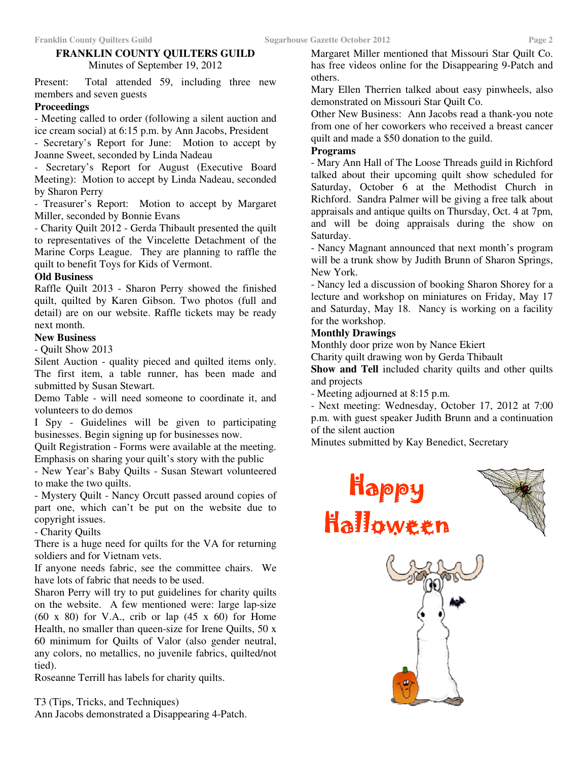## FRANKLIN COUNTY QUILTERS GUILD

Minutes of September 19, 2012

Present: Total attended 59, including three new members and seven guests

**Proceedings**

- Meeting called to order (following a silent auction and ice cream social) at 6:15 p.m. by Ann Jacobs, President
- Secretary's Report for June: Motion to accept by Joanne Sweet, seconded by Linda Nadeau
- Secretary's Report for August (Executive Board Meeting): Motion to accept by Linda Nadeau, seconded by Sharon Perry
- Treasurer's Report: Motion to accept by Margaret Miller, seconded by Bonnie Evans
- Charity Quilt 2012 - Gerda Thibault presented the quilt to representatives of the Vincelette Detachment of the Marine Corps League. They are planning to raffle the quilt to benefit Toys for Kids of Vermont.

**Old Business**

Raffle Quilt 2013 - Sharon Perry showed the finished quilt, quilted by Karen Gibson. Two photos (full and detail) are on our website. Raffle tickets may be ready next month.

**New Business**

- Quilt Show 2013

Silent Auction - quality pieced and quilted items only. The first item, a table runner, has been made and submitted by Susan Stewart.

Demo Table - will need someone to coordinate it, and volunteers to do demos

I Spy - Guidelines will be given to participating businesses. Begin signing up for businesses now.

Quilt Registration - Forms were available at the meeting. Emphasis on sharing your quilt's story with the public

- New Year's Baby Quilts - Susan Stewart volunteered to make the two quilts.
- Mystery Quilt - Nancy Orcutt passed around copies of part one, which can't be put on the website due to copyright issues.
- Charity Quilts

There is a huge need for quilts for the VA for returning soldiers and for Vietnam vets.

If anyone needs fabric, see the committee chairs. We have lots of fabric that needs to be used.

Sharon Perry will try to put guidelines for charity quilts on the website. A few mentioned were: large lap-size (60 x 80) for V.A., crib or lap (45 x 60) for Home Health, no smaller than queen-size for Irene Quilts, 50 x 60 minimum for Quilts of Valor (also gender neutral, any colors, no metallics, no juvenile fabrics, quilted/not tied).

Roseanne Terrill has labels for charity quilts.

T3 (Tips, Tricks, and Techniques)

Ann Jacobs demonstrated a Disappearing 4-Patch.

Margaret Miller mentioned that Missouri Star Quilt Co. has free videos online for the Disappearing 9-Patch and others.

Mary Ellen Therrien talked about easy pinwheels, also demonstrated on Missouri Star Quilt Co.

Other New Business: Ann Jacobs read a thank-you note from one of her coworkers who received a breast cancer quilt and made a $50 donation to the guild.

**Programs**

- Mary Ann Hall of The Loose Threads guild in Richford talked about their upcoming quilt show scheduled for Saturday, October 6 at the Methodist Church in Richford. Sandra Palmer will be giving a free talk about appraisals and antique quilts on Thursday, Oct. 4 at 7pm, and will be doing appraisals during the show on Saturday.
- Nancy Magnant announced that next month's program will be a trunk show by Judith Brunn of Sharon Springs, New York.
- Nancy led a discussion of booking Sharon Shorey for a lecture and workshop on miniatures on Friday, May 17 and Saturday, May 18. Nancy is working on a facility for the workshop.

**Monthly Drawings**

Monthly door prize won by Nance Ekiert

Charity quilt drawing won by Gerda Thibault

**Show and Tell** included charity quilts and other quilts and projects

- Meeting adjourned at 8:15 p.m.
- Next meeting: Wednesday, October 17, 2012 at 7:00 p.m. with guest speaker Judith Brunn and a continuation of the silent auction

Minutes submitted by Kay Benedict, Secretary

Happy Halloween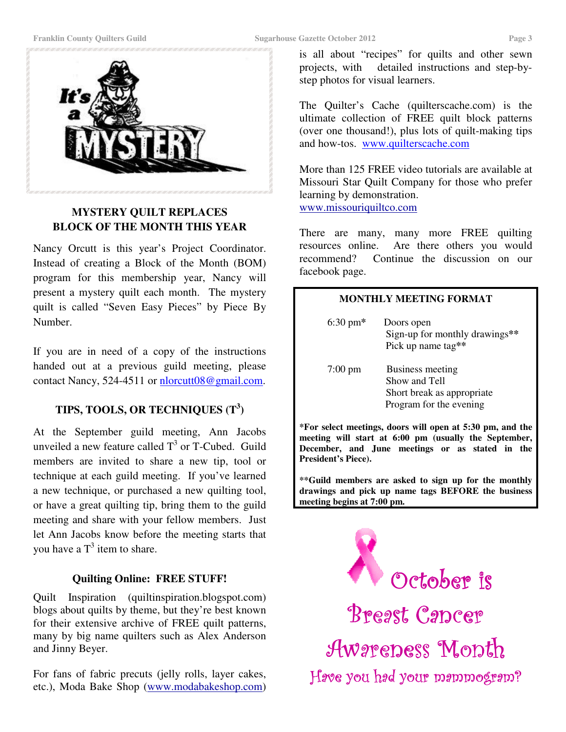## MYSTERY QUILT REPLACES BLOCK OF THE MONTH THIS YEAR

Nancy Orcutt is this year's Project Coordinator. Instead of creating a Block of the Month (BOM) program for this membership year, Nancy will present a mystery quilt each month. The mystery quilt is called "Seven Easy Pieces" by Piece By Number.

If you are in need of a copy of the instructions handed out at a previous guild meeting, please contact Nancy, 524-4511 or nlorcutt08@gmail.com.

## TIPS, TOOLS, OR TECHNIQUES ($T^3$)

At the September guild meeting, Ann Jacobs unveiled a new feature called $T^3$ or T-Cubed. Guild members are invited to share a new tip, tool or technique at each guild meeting. If you've learned a new technique, or purchased a new quilting tool, or have a great quilting tip, bring them to the guild meeting and share with your fellow members. Just let Ann Jacobs know before the meeting starts that you have a $T^3$ item to share.

## Quilting Online: FREE STUFF!

Quilt Inspiration (quiltinspiration.blogspot.com) blogs about quilts by theme, but they're best known for their extensive archive of FREE quilt patterns, many by big name quilters such as Alex Anderson and Jinny Beyer.

For fans of fabric precuts (jelly rolls, layer cakes, etc.), Moda Bake Shop (www.modabakeshop.com) is all about "recipes" for quilts and other sewn projects, with detailed instructions and step-by-step photos for visual learners.

The Quilter's Cache (quilterscache.com) is the ultimate collection of FREE quilt block patterns (over one thousand!), plus lots of quilt-making tips and how-tos. www.quilterscache.com

More than 125 FREE video tutorials are available at Missouri Star Quilt Company for those who prefer learning by demonstration. www.missouriquiltco.com

There are many, many more FREE quilting resources online. Are there others you would recommend? Continue the discussion on our facebook page.

## MONTHLY MEETING FORMAT

| Time | Activity |
|---|---|
| 6:30 pm* | Doors open<br>Sign-up for monthly drawings**<br>Pick up name tag** |
| 7:00 pm | Business meeting<br>Show and Tell<br>Short break as appropriate<br>Program for the evening |

**\*For select meetings, doors will open at 5:30 pm, and the meeting will start at 6:00 pm (usually the September, December, and June meetings or as stated in the President's Piece).**

**\*\*Guild members are asked to sign up for the monthly drawings and pick up name tags BEFORE the business meeting begins at 7:00 pm.**

October is Breast Cancer Awareness Month

Have you had your mammogram?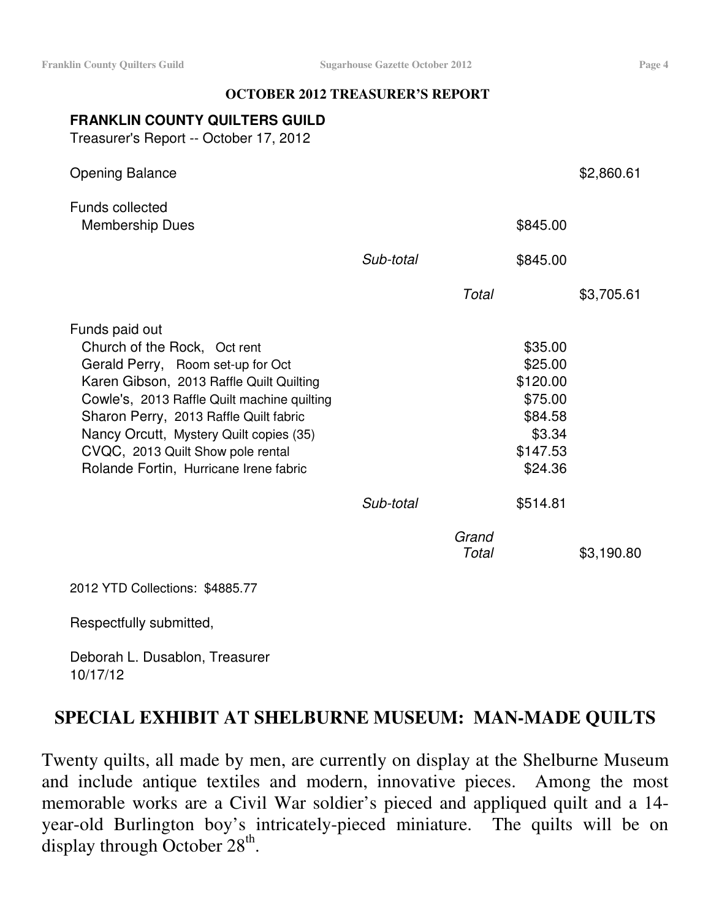## OCTOBER 2012 TREASURER'S REPORT

**FRANKLIN COUNTY QUILTERS GUILD**
Treasurer's Report -- October 17, 2012

| | | | | |
|---|---|---|---|---|
| Opening Balance | | | | $2,860.61 |
| Funds collected | | | | |
| Membership Dues | | | $845.00 | |
| | *Sub-total* | | $845.00 | |
| | | *Total* | | $3,705.61 |
| Funds paid out | | | | |
| Church of the Rock, Oct rent | | | $35.00 | |
| Gerald Perry, Room set-up for Oct | | | $25.00 | |
| Karen Gibson, 2013 Raffle Quilt Quilting | | | $120.00 | |
| Cowle's, 2013 Raffle Quilt machine quilting | | | $75.00 | |
| Sharon Perry, 2013 Raffle Quilt fabric | | | $84.58 | |
| Nancy Orcutt, Mystery Quilt copies (35) | | | $3.34 | |
| CVQC, 2013 Quilt Show pole rental | | | $147.53 | |
| Rolande Fortin, Hurricane Irene fabric | | | $24.36 | |
| | *Sub-total* | | $514.81 | |
| | | *Grand Total* | | $3,190.80 |

2012 YTD Collections: $4885.77

Respectfully submitted,

Deborah L. Dusablon, Treasurer
10/17/12

## SPECIAL EXHIBIT AT SHELBURNE MUSEUM: MAN-MADE QUILTS

Twenty quilts, all made by men, are currently on display at the Shelburne Museum and include antique textiles and modern, innovative pieces. Among the most memorable works are a Civil War soldier's pieced and appliqued quilt and a 14-year-old Burlington boy's intricately-pieced miniature. The quilts will be on display through October 28th.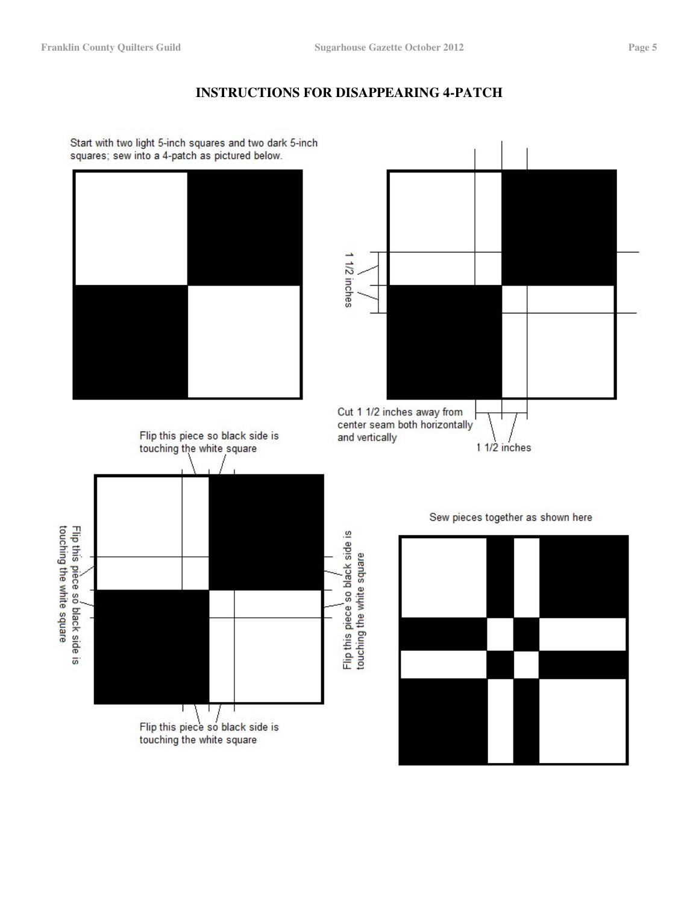# INSTRUCTIONS FOR DISAPPEARING 4-PATCH

Start with two light 5-inch squares and two dark 5-inch squares; sew into a 4-patch as pictured below.

1 1/2 inches

Cut 1 1/2 inches away from center seam both horizontally and vertically

1 1/2 inches

Flip this piece so black side is touching the white square

Flip this piece so black side is touching the white square

Flip this piece so black side is touching the white square

Flip this piece so black side is touching the white square

Sew pieces together as shown here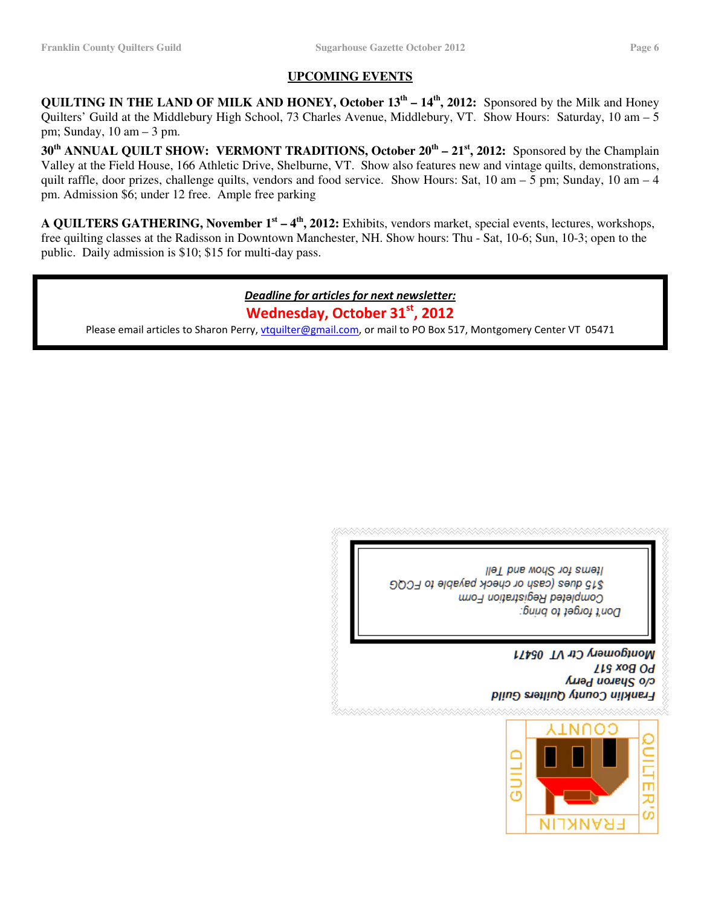## UPCOMING EVENTS

**QUILTING IN THE LAND OF MILK AND HONEY, October 13th – 14th, 2012:** Sponsored by the Milk and Honey Quilters' Guild at the Middlebury High School, 73 Charles Avenue, Middlebury, VT. Show Hours: Saturday, 10 am – 5 pm; Sunday, 10 am – 3 pm.

**30th ANNUAL QUILT SHOW: VERMONT TRADITIONS, October 20th – 21st, 2012:** Sponsored by the Champlain Valley at the Field House, 166 Athletic Drive, Shelburne, VT. Show also features new and vintage quilts, demonstrations, quilt raffle, door prizes, challenge quilts, vendors and food service. Show Hours: Sat, 10 am – 5 pm; Sunday, 10 am – 4 pm. Admission $6; under 12 free. Ample free parking

**A QUILTERS GATHERING, November 1st – 4th, 2012:** Exhibits, vendors market, special events, lectures, workshops, free quilting classes at the Radisson in Downtown Manchester, NH. Show hours: Thu - Sat, 10-6; Sun, 10-3; open to the public. Daily admission is $10; $15 for multi-day pass.

***Deadline for articles for next newsletter:***

**Wednesday, October 31st, 2012**

Please email articles to Sharon Perry, vtquilter@gmail.com, or mail to PO Box 517, Montgomery Center VT 05471

*Don't forget to bring:*
*Completed Registration Form*
*$15 dues (cash or check payable to FCQG*
*Items for Show and Tell*

*Franklin County Quilters Guild*
*c/o Sharon Perry*
*PO Box 517*
*Montgomery Ctr VT 05471*

FRANKLIN COUNTY QUILTER'S GUILD